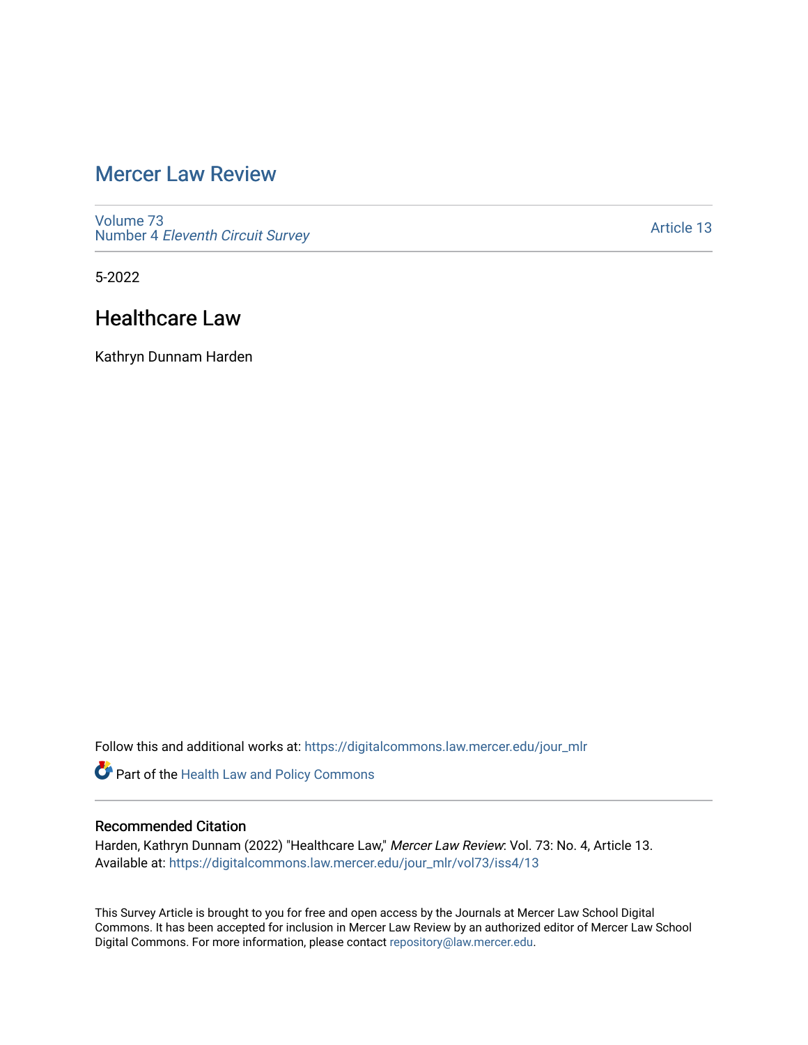# Mercer Law Review

Volume 73
Number 4 *Eleventh Circuit Survey*

Article 13

5-2022

## Healthcare Law

Kathryn Dunnam Harden

Follow this and additional works at: https://digitalcommons.law.mercer.edu/jour_mlr

Part of the Health Law and Policy Commons

### Recommended Citation

Harden, Kathryn Dunnam (2022) "Healthcare Law," *Mercer Law Review*: Vol. 73: No. 4, Article 13.
Available at: https://digitalcommons.law.mercer.edu/jour_mlr/vol73/iss4/13

This Survey Article is brought to you for free and open access by the Journals at Mercer Law School Digital Commons. It has been accepted for inclusion in Mercer Law Review by an authorized editor of Mercer Law School Digital Commons. For more information, please contact repository@law.mercer.edu.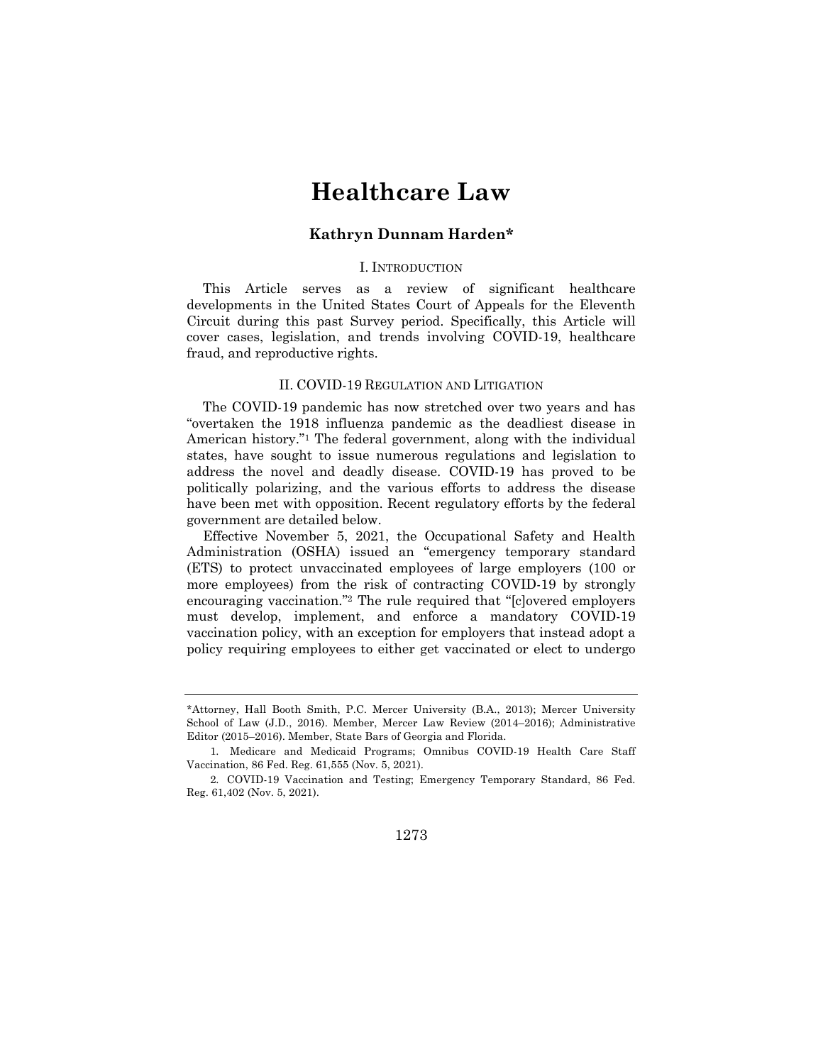# Healthcare Law

## Kathryn Dunnam Harden*

### I. Introduction

This Article serves as a review of significant healthcare developments in the United States Court of Appeals for the Eleventh Circuit during this past Survey period. Specifically, this Article will cover cases, legislation, and trends involving COVID-19, healthcare fraud, and reproductive rights.

### II. COVID-19 Regulation and Litigation

The COVID-19 pandemic has now stretched over two years and has "overtaken the 1918 influenza pandemic as the deadliest disease in American history."[1] The federal government, along with the individual states, have sought to issue numerous regulations and legislation to address the novel and deadly disease. COVID-19 has proved to be politically polarizing, and the various efforts to address the disease have been met with opposition. Recent regulatory efforts by the federal government are detailed below.

Effective November 5, 2021, the Occupational Safety and Health Administration (OSHA) issued an "emergency temporary standard (ETS) to protect unvaccinated employees of large employers (100 or more employees) from the risk of contracting COVID-19 by strongly encouraging vaccination."[2] The rule required that "[c]overed employers must develop, implement, and enforce a mandatory COVID-19 vaccination policy, with an exception for employers that instead adopt a policy requiring employees to either get vaccinated or elect to undergo

---

*Attorney, Hall Booth Smith, P.C. Mercer University (B.A., 2013); Mercer University School of Law (J.D., 2016). Member, Mercer Law Review (2014–2016); Administrative Editor (2015–2016). Member, State Bars of Georgia and Florida.

1. Medicare and Medicaid Programs; Omnibus COVID-19 Health Care Staff Vaccination, 86 Fed. Reg. 61,555 (Nov. 5, 2021).

2. COVID-19 Vaccination and Testing; Emergency Temporary Standard, 86 Fed. Reg. 61,402 (Nov. 5, 2021).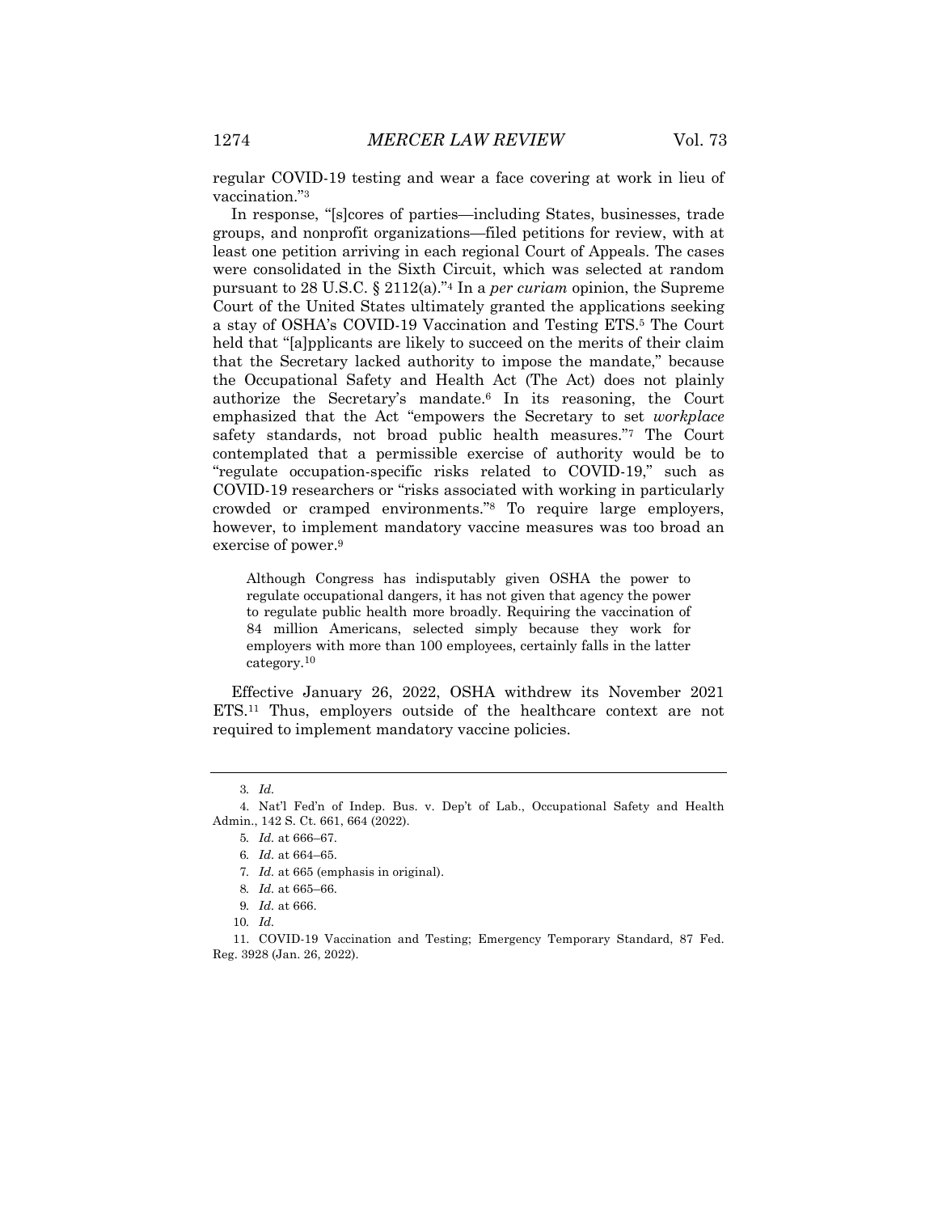regular COVID-19 testing and wear a face covering at work in lieu of vaccination."[3]

In response, "[s]cores of parties—including States, businesses, trade groups, and nonprofit organizations—filed petitions for review, with at least one petition arriving in each regional Court of Appeals. The cases were consolidated in the Sixth Circuit, which was selected at random pursuant to 28 U.S.C. § 2112(a)."[4] In a *per curiam* opinion, the Supreme Court of the United States ultimately granted the applications seeking a stay of OSHA's COVID-19 Vaccination and Testing ETS.[5] The Court held that "[a]pplicants are likely to succeed on the merits of their claim that the Secretary lacked authority to impose the mandate," because the Occupational Safety and Health Act (The Act) does not plainly authorize the Secretary's mandate.[6] In its reasoning, the Court emphasized that the Act "empowers the Secretary to set *workplace* safety standards, not broad public health measures."[7] The Court contemplated that a permissible exercise of authority would be to "regulate occupation-specific risks related to COVID-19," such as COVID-19 researchers or "risks associated with working in particularly crowded or cramped environments."[8] To require large employers, however, to implement mandatory vaccine measures was too broad an exercise of power.[9]

> Although Congress has indisputably given OSHA the power to regulate occupational dangers, it has not given that agency the power to regulate public health more broadly. Requiring the vaccination of 84 million Americans, selected simply because they work for employers with more than 100 employees, certainly falls in the latter category.[10]

Effective January 26, 2022, OSHA withdrew its November 2021 ETS.[11] Thus, employers outside of the healthcare context are not required to implement mandatory vaccine policies.

---

3. *Id.*

4. Nat'l Fed'n of Indep. Bus. v. Dep't of Lab., Occupational Safety and Health Admin., 142 S. Ct. 661, 664 (2022).

5. *Id.* at 666–67.

6. *Id.* at 664–65.

7. *Id.* at 665 (emphasis in original).

8. *Id.* at 665–66.

9. *Id.* at 666.

10. *Id.*

11. COVID-19 Vaccination and Testing; Emergency Temporary Standard, 87 Fed. Reg. 3928 (Jan. 26, 2022).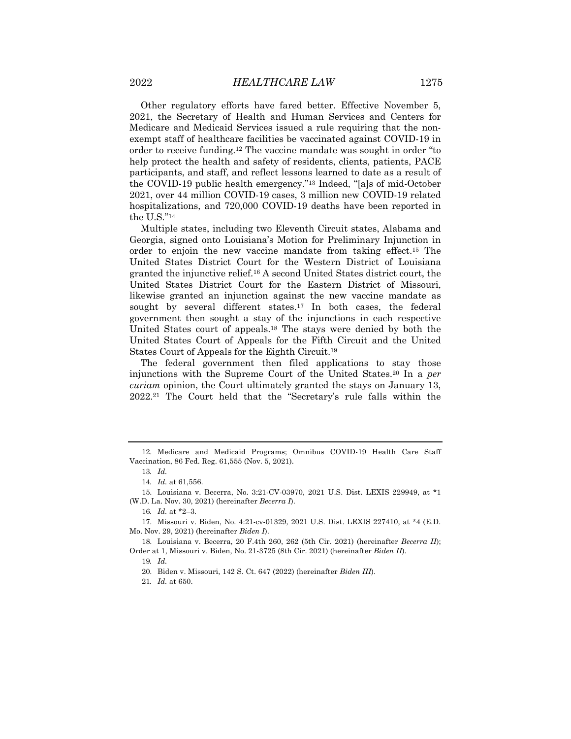Other regulatory efforts have fared better. Effective November 5, 2021, the Secretary of Health and Human Services and Centers for Medicare and Medicaid Services issued a rule requiring that the non-exempt staff of healthcare facilities be vaccinated against COVID-19 in order to receive funding.[12] The vaccine mandate was sought in order "to help protect the health and safety of residents, clients, patients, PACE participants, and staff, and reflect lessons learned to date as a result of the COVID-19 public health emergency."[13] Indeed, "[a]s of mid-October 2021, over 44 million COVID-19 cases, 3 million new COVID-19 related hospitalizations, and 720,000 COVID-19 deaths have been reported in the U.S."[14]

Multiple states, including two Eleventh Circuit states, Alabama and Georgia, signed onto Louisiana's Motion for Preliminary Injunction in order to enjoin the new vaccine mandate from taking effect.[15] The United States District Court for the Western District of Louisiana granted the injunctive relief.[16] A second United States district court, the United States District Court for the Eastern District of Missouri, likewise granted an injunction against the new vaccine mandate as sought by several different states.[17] In both cases, the federal government then sought a stay of the injunctions in each respective United States court of appeals.[18] The stays were denied by both the United States Court of Appeals for the Fifth Circuit and the United States Court of Appeals for the Eighth Circuit.[19]

The federal government then filed applications to stay those injunctions with the Supreme Court of the United States.[20] In a *per curiam* opinion, the Court ultimately granted the stays on January 13, 2022.[21] The Court held that the "Secretary's rule falls within the

---

12. Medicare and Medicaid Programs; Omnibus COVID-19 Health Care Staff Vaccination, 86 Fed. Reg. 61,555 (Nov. 5, 2021).

13. *Id.*

14. *Id.* at 61,556.

15. Louisiana v. Becerra, No. 3:21-CV-03970, 2021 U.S. Dist. LEXIS 229949, at *1 (W.D. La. Nov. 30, 2021) (hereinafter *Becerra I*).

16. *Id.* at *2–3.

17. Missouri v. Biden, No. 4:21-cv-01329, 2021 U.S. Dist. LEXIS 227410, at *4 (E.D. Mo. Nov. 29, 2021) (hereinafter *Biden I*).

18. Louisiana v. Becerra, 20 F.4th 260, 262 (5th Cir. 2021) (hereinafter *Becerra II*); Order at 1, Missouri v. Biden, No. 21-3725 (8th Cir. 2021) (hereinafter *Biden II*).

19. *Id.*

20. Biden v. Missouri, 142 S. Ct. 647 (2022) (hereinafter *Biden III*).

21. *Id.* at 650.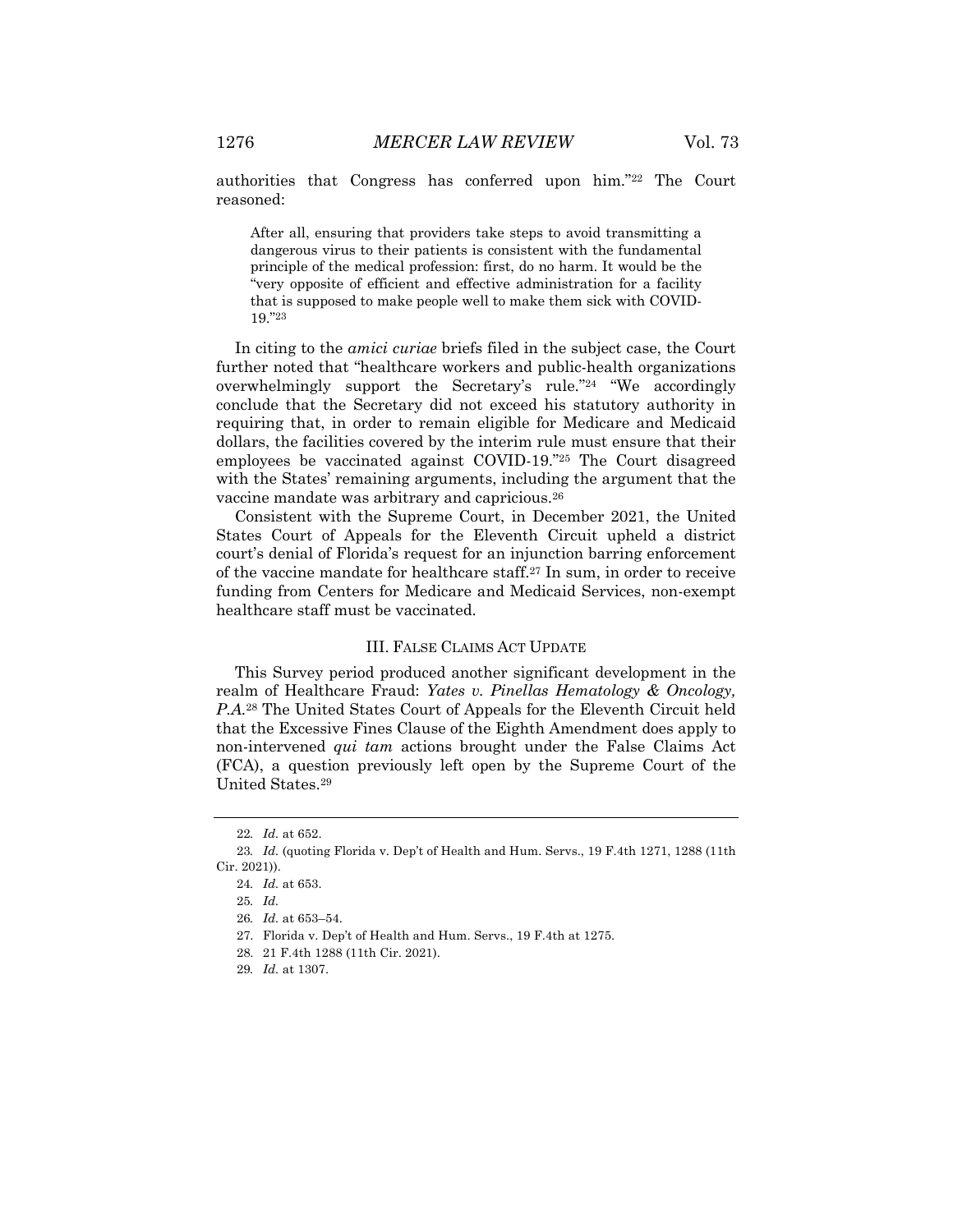authorities that Congress has conferred upon him."[22] The Court reasoned:

> After all, ensuring that providers take steps to avoid transmitting a dangerous virus to their patients is consistent with the fundamental principle of the medical profession: first, do no harm. It would be the "very opposite of efficient and effective administration for a facility that is supposed to make people well to make them sick with COVID-19."[23]

In citing to the *amici curiae* briefs filed in the subject case, the Court further noted that "healthcare workers and public-health organizations overwhelmingly support the Secretary's rule."[24] "We accordingly conclude that the Secretary did not exceed his statutory authority in requiring that, in order to remain eligible for Medicare and Medicaid dollars, the facilities covered by the interim rule must ensure that their employees be vaccinated against COVID-19."[25] The Court disagreed with the States' remaining arguments, including the argument that the vaccine mandate was arbitrary and capricious.[26]

Consistent with the Supreme Court, in December 2021, the United States Court of Appeals for the Eleventh Circuit upheld a district court's denial of Florida's request for an injunction barring enforcement of the vaccine mandate for healthcare staff.[27] In sum, in order to receive funding from Centers for Medicare and Medicaid Services, non-exempt healthcare staff must be vaccinated.

## III. FALSE CLAIMS ACT UPDATE

This Survey period produced another significant development in the realm of Healthcare Fraud: *Yates v. Pinellas Hematology & Oncology, P.A.*[28] The United States Court of Appeals for the Eleventh Circuit held that the Excessive Fines Clause of the Eighth Amendment does apply to non-intervened *qui tam* actions brought under the False Claims Act (FCA), a question previously left open by the Supreme Court of the United States.[29]

---

22. *Id.* at 652.

23. *Id.* (quoting Florida v. Dep't of Health and Hum. Servs., 19 F.4th 1271, 1288 (11th Cir. 2021)).

24. *Id.* at 653.

25. *Id.*

26. *Id.* at 653–54.

27. Florida v. Dep't of Health and Hum. Servs., 19 F.4th at 1275.

28. 21 F.4th 1288 (11th Cir. 2021).

29. *Id.* at 1307.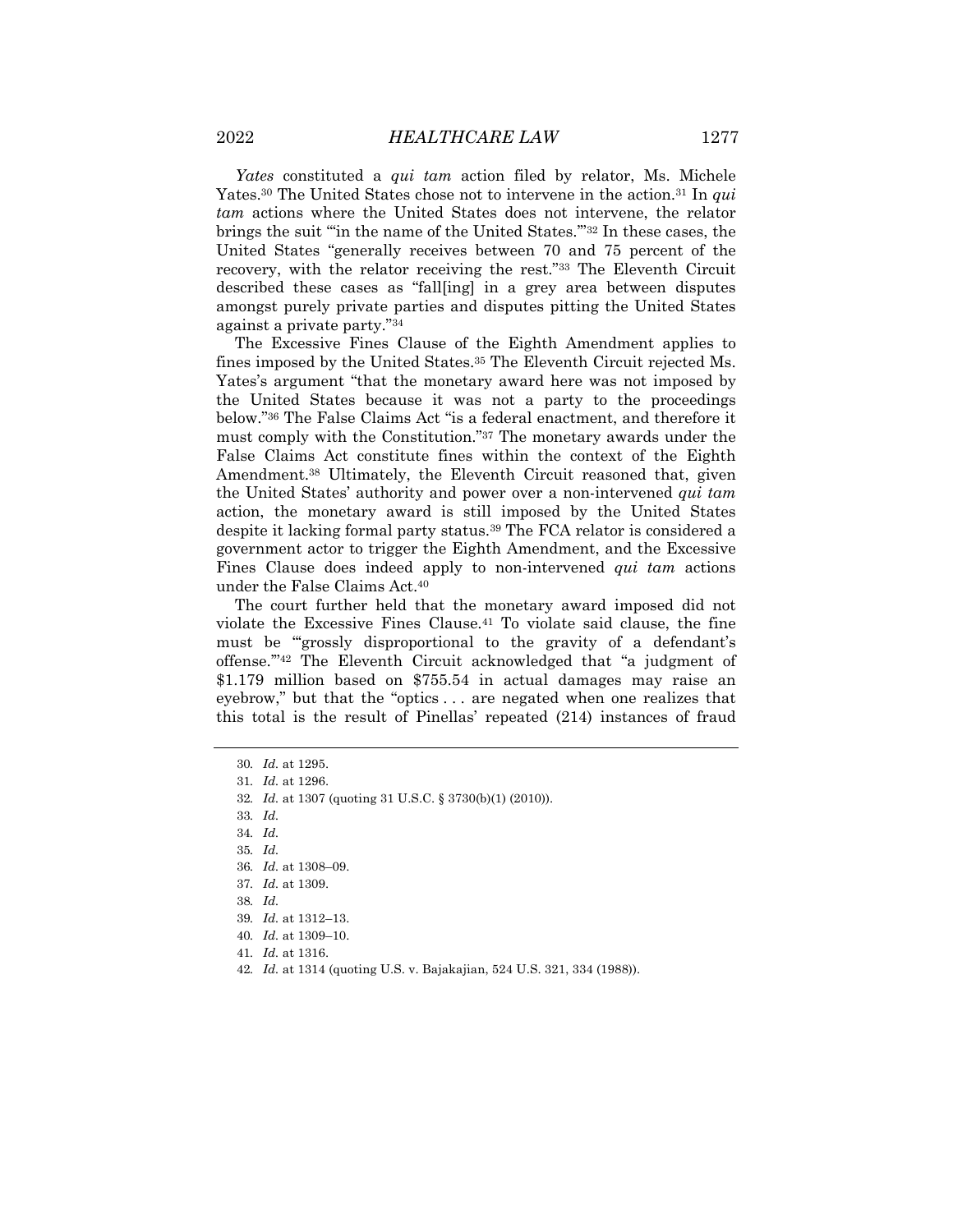*Yates* constituted a *qui tam* action filed by relator, Ms. Michele Yates.[30] The United States chose not to intervene in the action.[31] In *qui tam* actions where the United States does not intervene, the relator brings the suit "'in the name of the United States.'"[32] In these cases, the United States "generally receives between 70 and 75 percent of the recovery, with the relator receiving the rest."[33] The Eleventh Circuit described these cases as "fall[ing] in a grey area between disputes amongst purely private parties and disputes pitting the United States against a private party."[34]

The Excessive Fines Clause of the Eighth Amendment applies to fines imposed by the United States.[35] The Eleventh Circuit rejected Ms. Yates's argument "that the monetary award here was not imposed by the United States because it was not a party to the proceedings below."[36] The False Claims Act "is a federal enactment, and therefore it must comply with the Constitution."[37] The monetary awards under the False Claims Act constitute fines within the context of the Eighth Amendment.[38] Ultimately, the Eleventh Circuit reasoned that, given the United States' authority and power over a non-intervened *qui tam* action, the monetary award is still imposed by the United States despite it lacking formal party status.[39] The FCA relator is considered a government actor to trigger the Eighth Amendment, and the Excessive Fines Clause does indeed apply to non-intervened *qui tam* actions under the False Claims Act.[40]

The court further held that the monetary award imposed did not violate the Excessive Fines Clause.[41] To violate said clause, the fine must be "'grossly disproportional to the gravity of a defendant's offense.'"[42] The Eleventh Circuit acknowledged that "a judgment of \$1.179 million based on \$755.54 in actual damages may raise an eyebrow," but that the "optics . . . are negated when one realizes that this total is the result of Pinellas' repeated (214) instances of fraud

---

30. *Id.* at 1295.
31. *Id.* at 1296.
32. *Id.* at 1307 (quoting 31 U.S.C. § 3730(b)(1) (2010)).
33. *Id.*
34. *Id.*
35. *Id.*
36. *Id.* at 1308–09.
37. *Id.* at 1309.
38. *Id.*
39. *Id.* at 1312–13.
40. *Id.* at 1309–10.
41. *Id.* at 1316.
42. *Id.* at 1314 (quoting U.S. v. Bajakajian, 524 U.S. 321, 334 (1988)).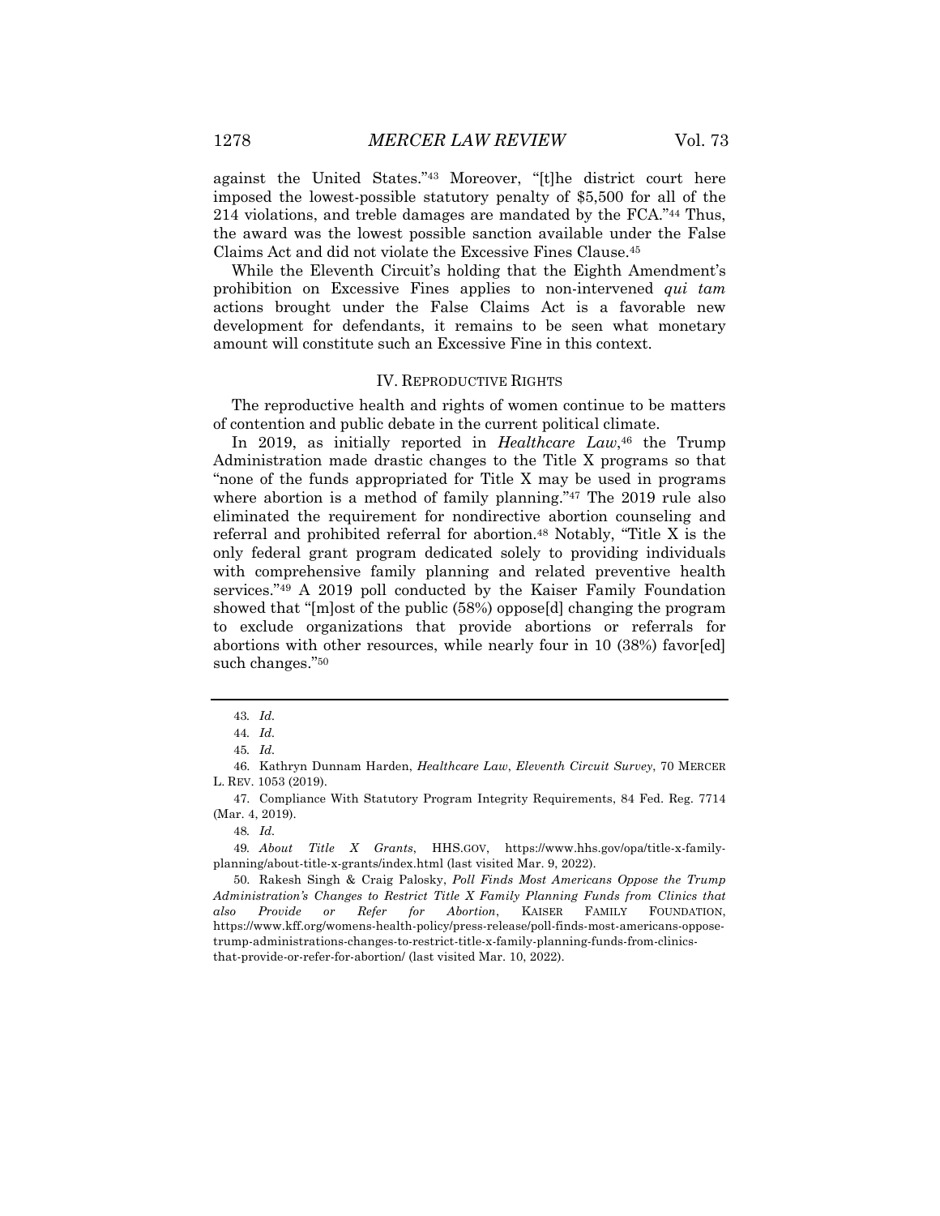against the United States."[43] Moreover, "[t]he district court here imposed the lowest-possible statutory penalty of $5,500 for all of the 214 violations, and treble damages are mandated by the FCA."[44] Thus, the award was the lowest possible sanction available under the False Claims Act and did not violate the Excessive Fines Clause.[45]

While the Eleventh Circuit's holding that the Eighth Amendment's prohibition on Excessive Fines applies to non-intervened *qui tam* actions brought under the False Claims Act is a favorable new development for defendants, it remains to be seen what monetary amount will constitute such an Excessive Fine in this context.

## IV. REPRODUCTIVE RIGHTS

The reproductive health and rights of women continue to be matters of contention and public debate in the current political climate.

In 2019, as initially reported in *Healthcare Law*,[46] the Trump Administration made drastic changes to the Title X programs so that "none of the funds appropriated for Title X may be used in programs where abortion is a method of family planning."[47] The 2019 rule also eliminated the requirement for nondirective abortion counseling and referral and prohibited referral for abortion.[48] Notably, "Title X is the only federal grant program dedicated solely to providing individuals with comprehensive family planning and related preventive health services."[49] A 2019 poll conducted by the Kaiser Family Foundation showed that "[m]ost of the public (58%) oppose[d] changing the program to exclude organizations that provide abortions or referrals for abortions with other resources, while nearly four in 10 (38%) favor[ed] such changes."[50]

---

43. *Id.*

44. *Id.*

45. *Id.*

46. Kathryn Dunnam Harden, *Healthcare Law*, *Eleventh Circuit Survey*, 70 MERCER L. REV. 1053 (2019).

47. Compliance With Statutory Program Integrity Requirements, 84 Fed. Reg. 7714 (Mar. 4, 2019).

48. *Id.*

49. *About Title X Grants*, HHS.GOV, https://www.hhs.gov/opa/title-x-family-planning/about-title-x-grants/index.html (last visited Mar. 9, 2022).

50. Rakesh Singh & Craig Palosky, *Poll Finds Most Americans Oppose the Trump Administration's Changes to Restrict Title X Family Planning Funds from Clinics that also Provide or Refer for Abortion*, KAISER FAMILY FOUNDATION, https://www.kff.org/womens-health-policy/press-release/poll-finds-most-americans-oppose-trump-administrations-changes-to-restrict-title-x-family-planning-funds-from-clinics-that-provide-or-refer-for-abortion/ (last visited Mar. 10, 2022).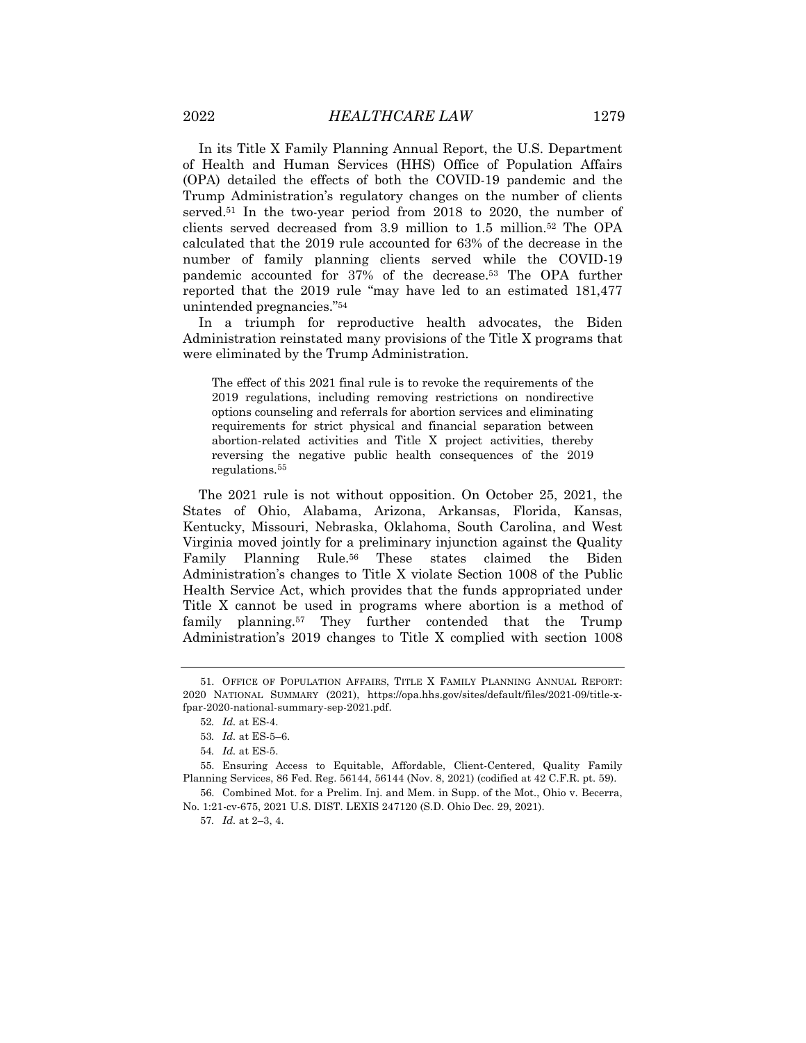In its Title X Family Planning Annual Report, the U.S. Department of Health and Human Services (HHS) Office of Population Affairs (OPA) detailed the effects of both the COVID-19 pandemic and the Trump Administration's regulatory changes on the number of clients served.[51] In the two-year period from 2018 to 2020, the number of clients served decreased from 3.9 million to 1.5 million.[52] The OPA calculated that the 2019 rule accounted for 63% of the decrease in the number of family planning clients served while the COVID-19 pandemic accounted for 37% of the decrease.[53] The OPA further reported that the 2019 rule "may have led to an estimated 181,477 unintended pregnancies."[54]

In a triumph for reproductive health advocates, the Biden Administration reinstated many provisions of the Title X programs that were eliminated by the Trump Administration.

> The effect of this 2021 final rule is to revoke the requirements of the 2019 regulations, including removing restrictions on nondirective options counseling and referrals for abortion services and eliminating requirements for strict physical and financial separation between abortion-related activities and Title X project activities, thereby reversing the negative public health consequences of the 2019 regulations.[55]

The 2021 rule is not without opposition. On October 25, 2021, the States of Ohio, Alabama, Arizona, Arkansas, Florida, Kansas, Kentucky, Missouri, Nebraska, Oklahoma, South Carolina, and West Virginia moved jointly for a preliminary injunction against the Quality Family Planning Rule.[56] These states claimed the Biden Administration's changes to Title X violate Section 1008 of the Public Health Service Act, which provides that the funds appropriated under Title X cannot be used in programs where abortion is a method of family planning.[57] They further contended that the Trump Administration's 2019 changes to Title X complied with section 1008

51. OFFICE OF POPULATION AFFAIRS, TITLE X FAMILY PLANNING ANNUAL REPORT: 2020 NATIONAL SUMMARY (2021), https://opa.hhs.gov/sites/default/files/2021-09/title-x-fpar-2020-national-summary-sep-2021.pdf.

52. *Id.* at ES-4.

53. *Id.* at ES-5–6.

54. *Id.* at ES-5.

55. Ensuring Access to Equitable, Affordable, Client-Centered, Quality Family Planning Services, 86 Fed. Reg. 56144, 56144 (Nov. 8, 2021) (codified at 42 C.F.R. pt. 59).

56. Combined Mot. for a Prelim. Inj. and Mem. in Supp. of the Mot., Ohio v. Becerra, No. 1:21-cv-675, 2021 U.S. DIST. LEXIS 247120 (S.D. Ohio Dec. 29, 2021).

57. *Id.* at 2–3, 4.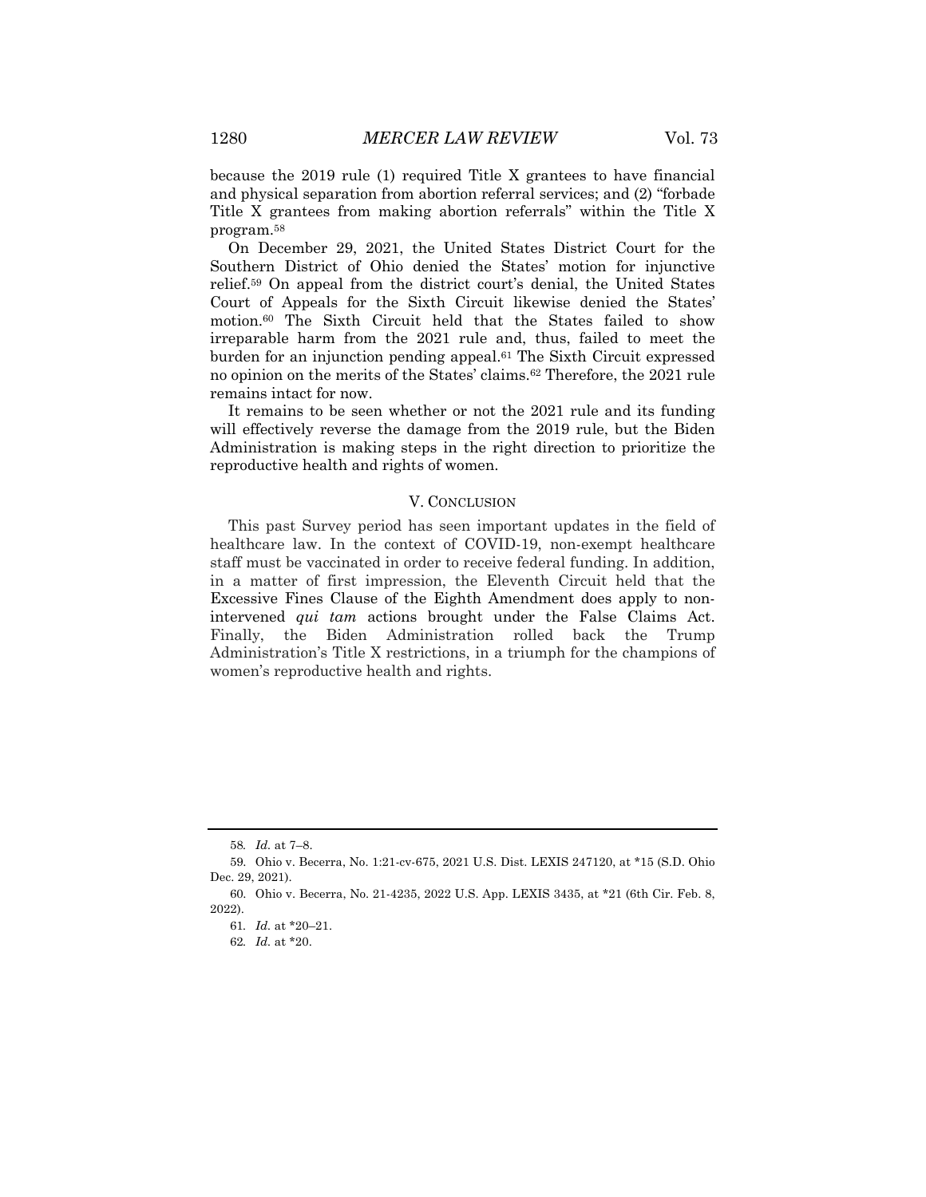because the 2019 rule (1) required Title X grantees to have financial and physical separation from abortion referral services; and (2) "forbade Title X grantees from making abortion referrals" within the Title X program.[58]

On December 29, 2021, the United States District Court for the Southern District of Ohio denied the States' motion for injunctive relief.[59] On appeal from the district court's denial, the United States Court of Appeals for the Sixth Circuit likewise denied the States' motion.[60] The Sixth Circuit held that the States failed to show irreparable harm from the 2021 rule and, thus, failed to meet the burden for an injunction pending appeal.[61] The Sixth Circuit expressed no opinion on the merits of the States' claims.[62] Therefore, the 2021 rule remains intact for now.

It remains to be seen whether or not the 2021 rule and its funding will effectively reverse the damage from the 2019 rule, but the Biden Administration is making steps in the right direction to prioritize the reproductive health and rights of women.

## V. CONCLUSION

This past Survey period has seen important updates in the field of healthcare law. In the context of COVID-19, non-exempt healthcare staff must be vaccinated in order to receive federal funding. In addition, in a matter of first impression, the Eleventh Circuit held that the Excessive Fines Clause of the Eighth Amendment does apply to non-intervened *qui tam* actions brought under the False Claims Act. Finally, the Biden Administration rolled back the Trump Administration's Title X restrictions, in a triumph for the champions of women's reproductive health and rights.

---

58. *Id.* at 7–8.

59. Ohio v. Becerra, No. 1:21-cv-675, 2021 U.S. Dist. LEXIS 247120, at *15 (S.D. Ohio Dec. 29, 2021).

60. Ohio v. Becerra, No. 21-4235, 2022 U.S. App. LEXIS 3435, at *21 (6th Cir. Feb. 8, 2022).

61. *Id.* at *20–21.

62. *Id.* at *20.